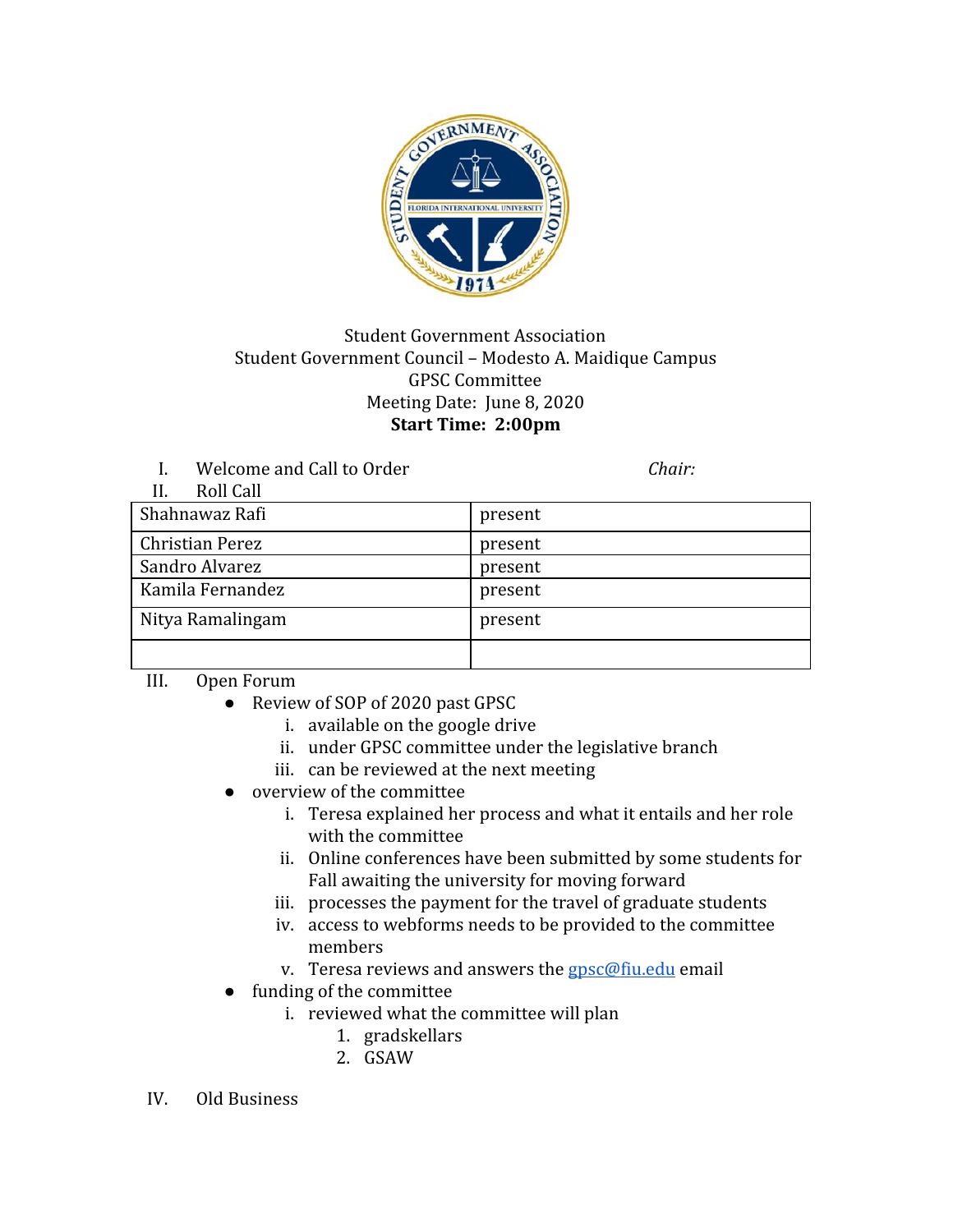Student Government Association
Student Government Council – Modesto A. Maidique Campus
GPSC Committee
Meeting Date: June 8, 2020
**Start Time: 2:00pm**

I. Welcome and Call to Order *Chair:*

II. Roll Call

| | |
|---|---|
| Shahnawaz Rafi | present |
| Christian Perez | present |
| Sandro Alvarez | present |
| Kamila Fernandez | present |
| Nitya Ramalingam | present |
| | |

III. Open Forum

- Review of SOP of 2020 past GPSC
  i. available on the google drive
  ii. under GPSC committee under the legislative branch
  iii. can be reviewed at the next meeting
- overview of the committee
  i. Teresa explained her process and what it entails and her role with the committee
  ii. Online conferences have been submitted by some students for Fall awaiting the university for moving forward
  iii. processes the payment for the travel of graduate students
  iv. access to webforms needs to be provided to the committee members
  v. Teresa reviews and answers the gpsc@fiu.edu email
- funding of the committee
  i. reviewed what the committee will plan
    1. gradskellars
    2. GSAW

IV. Old Business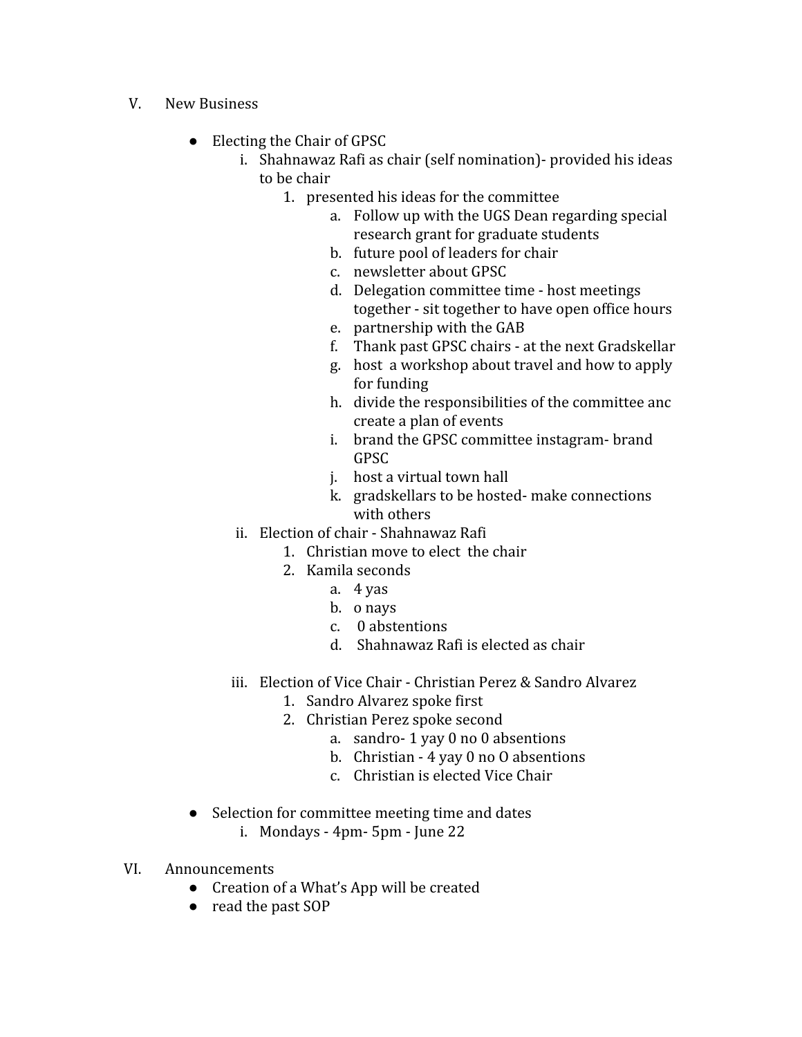V. New Business

- Electing the Chair of GPSC
  - i. Shahnawaz Rafi as chair (self nomination)- provided his ideas to be chair
    1. presented his ideas for the committee
       - a. Follow up with the UGS Dean regarding special research grant for graduate students
       - b. future pool of leaders for chair
       - c. newsletter about GPSC
       - d. Delegation committee time - host meetings together - sit together to have open office hours
       - e. partnership with the GAB
       - f. Thank past GPSC chairs - at the next Gradskellar
       - g. host a workshop about travel and how to apply for funding
       - h. divide the responsibilities of the committee anc create a plan of events
       - i. brand the GPSC committee instagram- brand GPSC
       - j. host a virtual town hall
       - k. gradskellars to be hosted- make connections with others
  - ii. Election of chair - Shahnawaz Rafi
    1. Christian move to elect the chair
    2. Kamila seconds
       - a. 4 yas
       - b. o nays
       - c. 0 abstentions
       - d. Shahnawaz Rafi is elected as chair
  - iii. Election of Vice Chair - Christian Perez & Sandro Alvarez
    1. Sandro Alvarez spoke first
    2. Christian Perez spoke second
       - a. sandro- 1 yay 0 no 0 absentions
       - b. Christian - 4 yay 0 no O absentions
       - c. Christian is elected Vice Chair
- Selection for committee meeting time and dates
  - i. Mondays - 4pm- 5pm - June 22

VI. Announcements

- Creation of a What's App will be created
- read the past SOP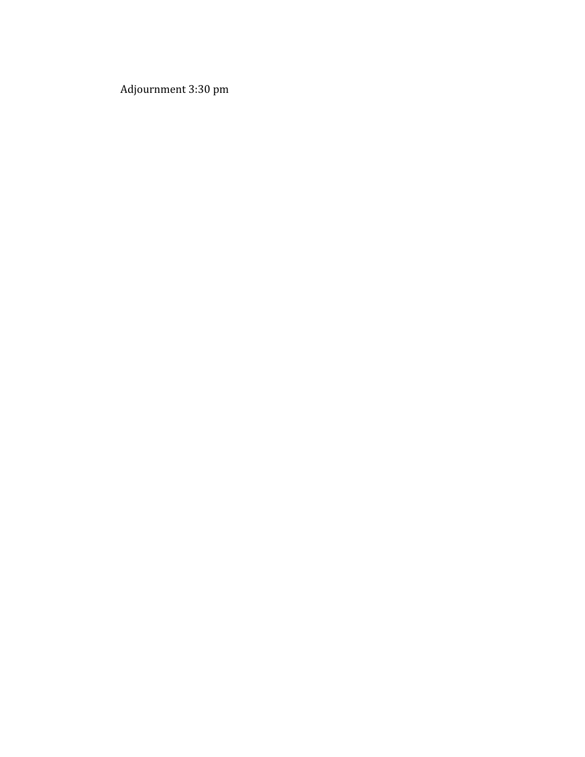Adjournment 3:30 pm